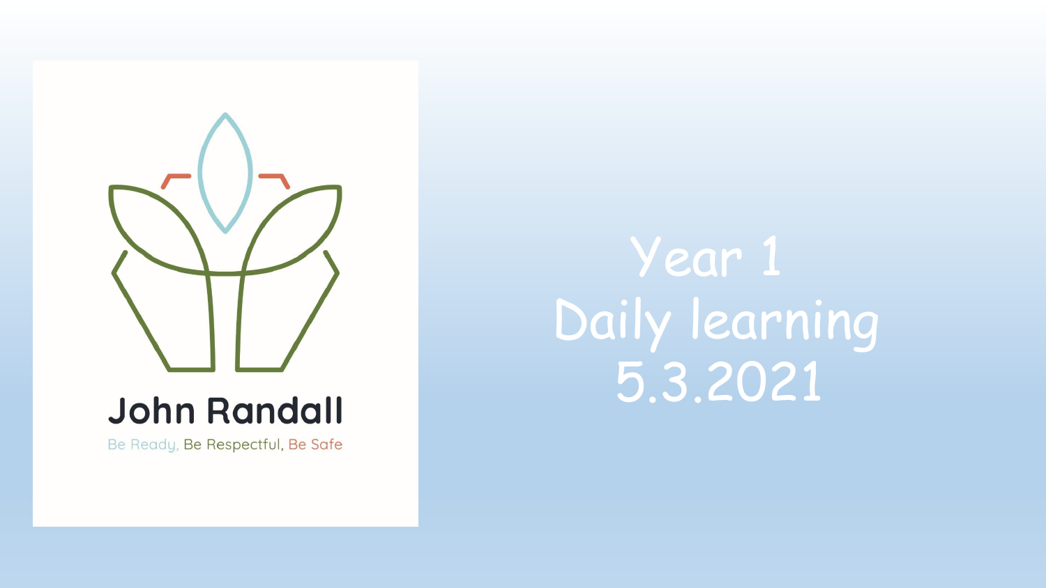John Randall

Be Ready, Be Respectful, Be Safe

# Year 1
# Daily learning
# 5.3.2021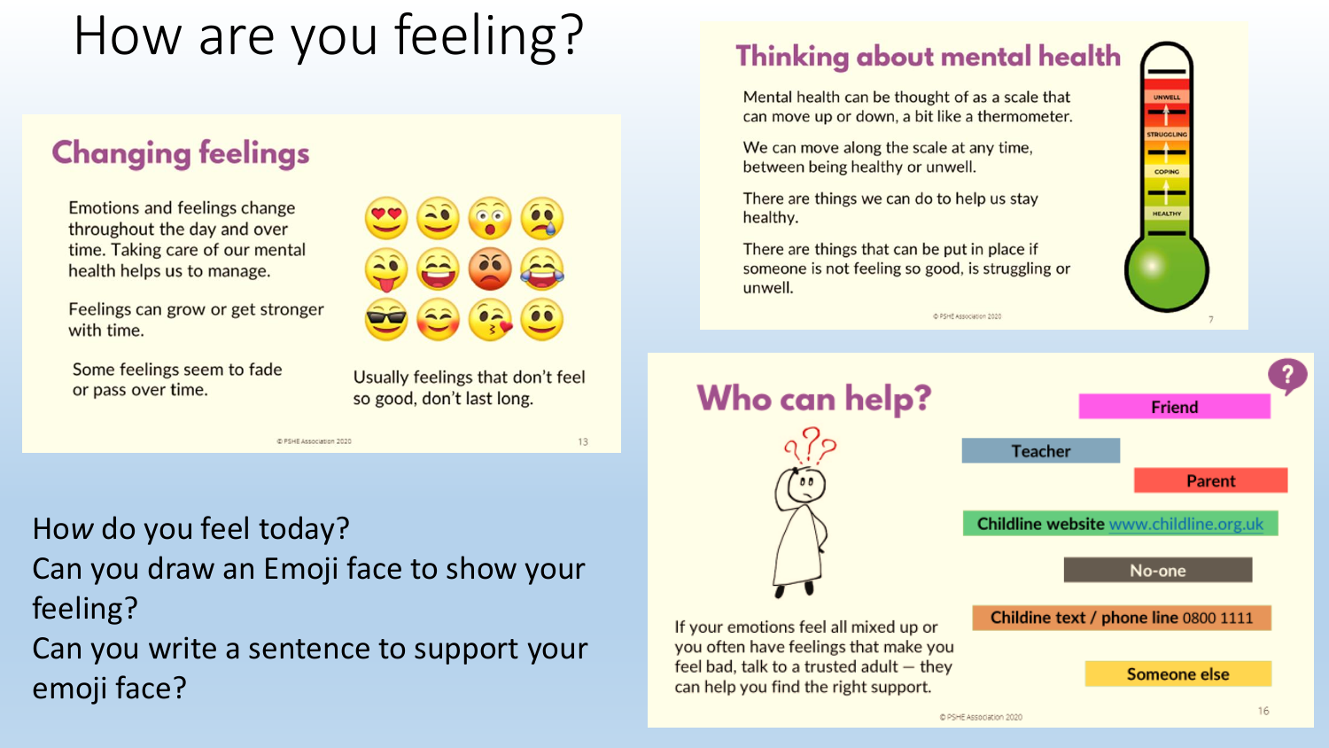# How are you feeling?

## Changing feelings

Emotions and feelings change throughout the day and over time. Taking care of our mental health helps us to manage.

Feelings can grow or get stronger with time.

Some feelings seem to fade or pass over time.

Usually feelings that don't feel so good, don't last long.

## Thinking about mental health

Mental health can be thought of as a scale that can move up or down, a bit like a thermometer.

We can move along the scale at any time, between being healthy or unwell.

There are things we can do to help us stay healthy.

There are things that can be put in place if someone is not feeling so good, is struggling or unwell.

UNWELL

STRUGGLING

COPING

HEALTHY

## Who can help?

**Friend**

**Teacher**

**Parent**

**Childline website** www.childline.org.uk

**No-one**

**Childline text / phone line** 0800 1111

**Someone else**

If your emotions feel all mixed up or you often have feelings that make you feel bad, talk to a trusted adult – they can help you find the right support.

How *do* you feel today?
Can you draw an Emoji face to show your feeling?
Can you write a sentence to support your emoji face?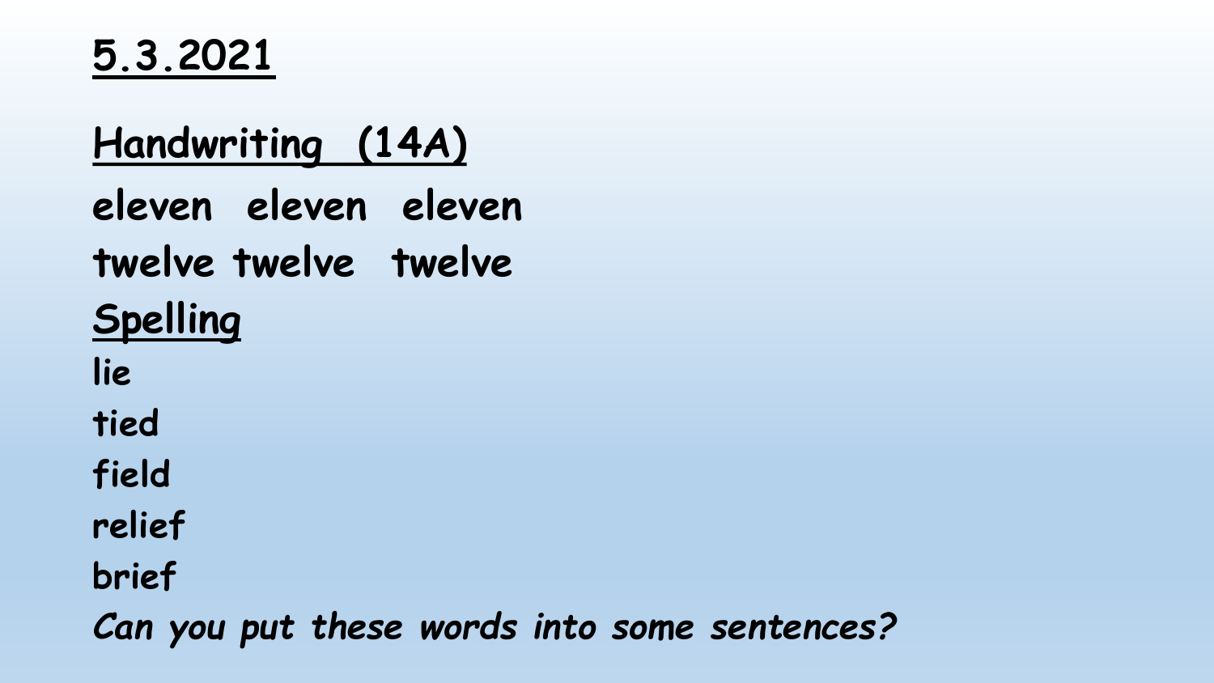**5.3.2021**

**Handwriting (14A)**

**eleven eleven eleven**

**twelve twelve twelve**

**Spelling**

**lie**

**tied**

**field**

**relief**

**brief**

***Can you put these words into some sentences?***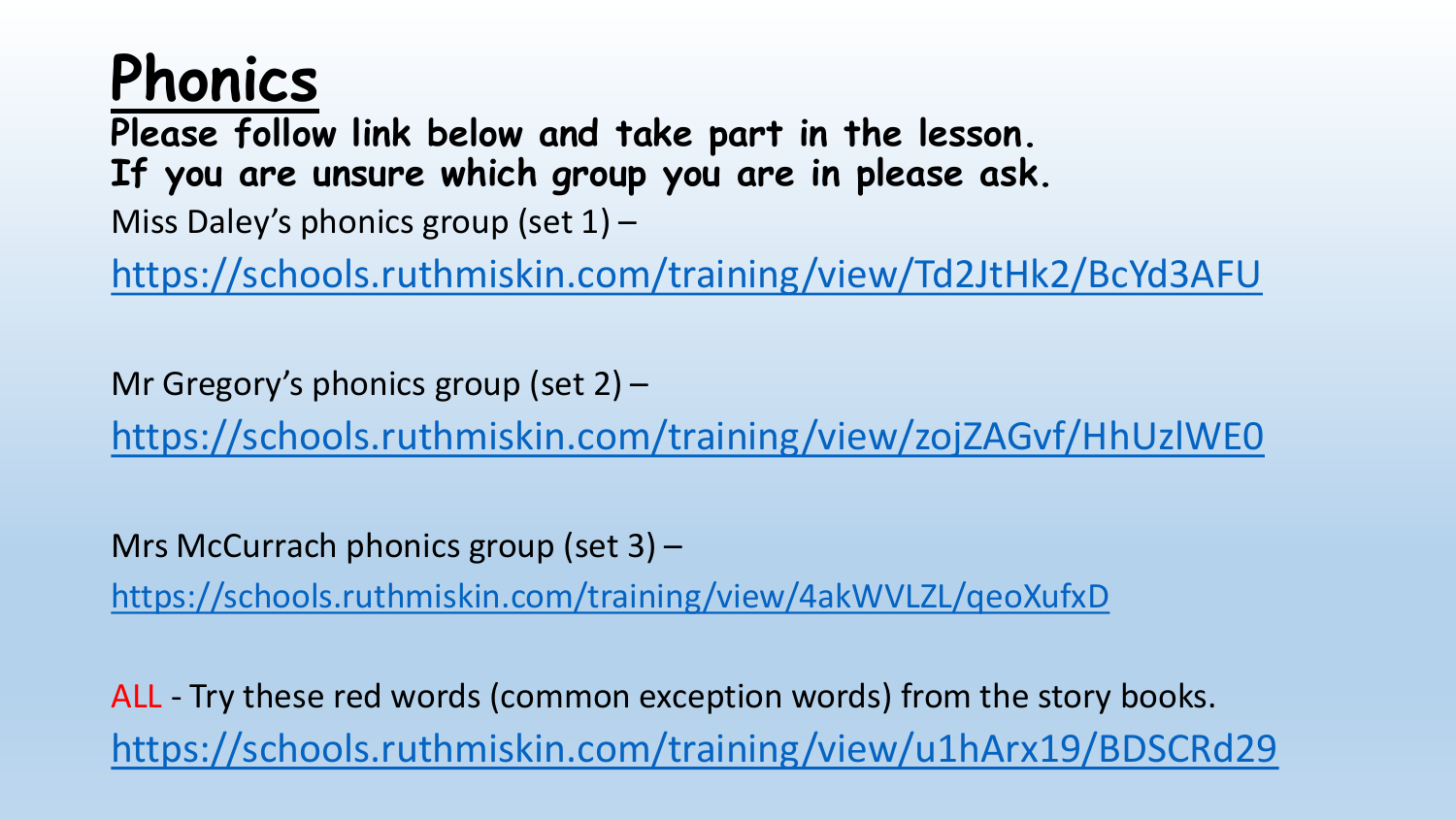# Phonics

**Please follow link below and take part in the lesson.**
**If you are unsure which group you are in please ask.**

Miss Daley's phonics group (set 1) –

https://schools.ruthmiskin.com/training/view/Td2JtHk2/BcYd3AFU

Mr Gregory's phonics group (set 2) –

https://schools.ruthmiskin.com/training/view/zojZAGvf/HhUzlWE0

Mrs McCurrach phonics group (set 3) –

https://schools.ruthmiskin.com/training/view/4akWVLZL/qeoXufxD

ALL - Try these red words (common exception words) from the story books.
https://schools.ruthmiskin.com/training/view/u1hArx19/BDSCRd29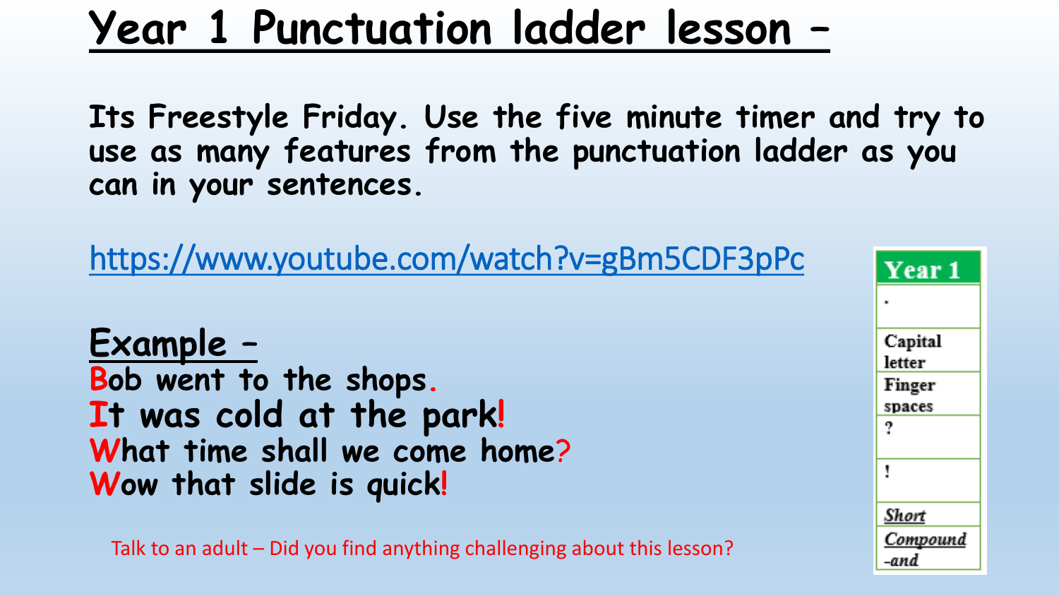# Year 1 Punctuation ladder lesson –

**Its Freestyle Friday. Use the five minute timer and try to use as many features from the punctuation ladder as you can in your sentences.**

https://www.youtube.com/watch?v=gBm5CDF3pPc

**Example –**

**Bob went to the shops.**
**It was cold at the park!**
**What time shall we come home?**
**Wow that slide is quick!**

Talk to an adult – Did you find anything challenging about this lesson?

| Year 1 |
| --- |
| . |
| Capital letter |
| Finger spaces |
| ? |
| ! |
| *Short* |
| *Compound -and* |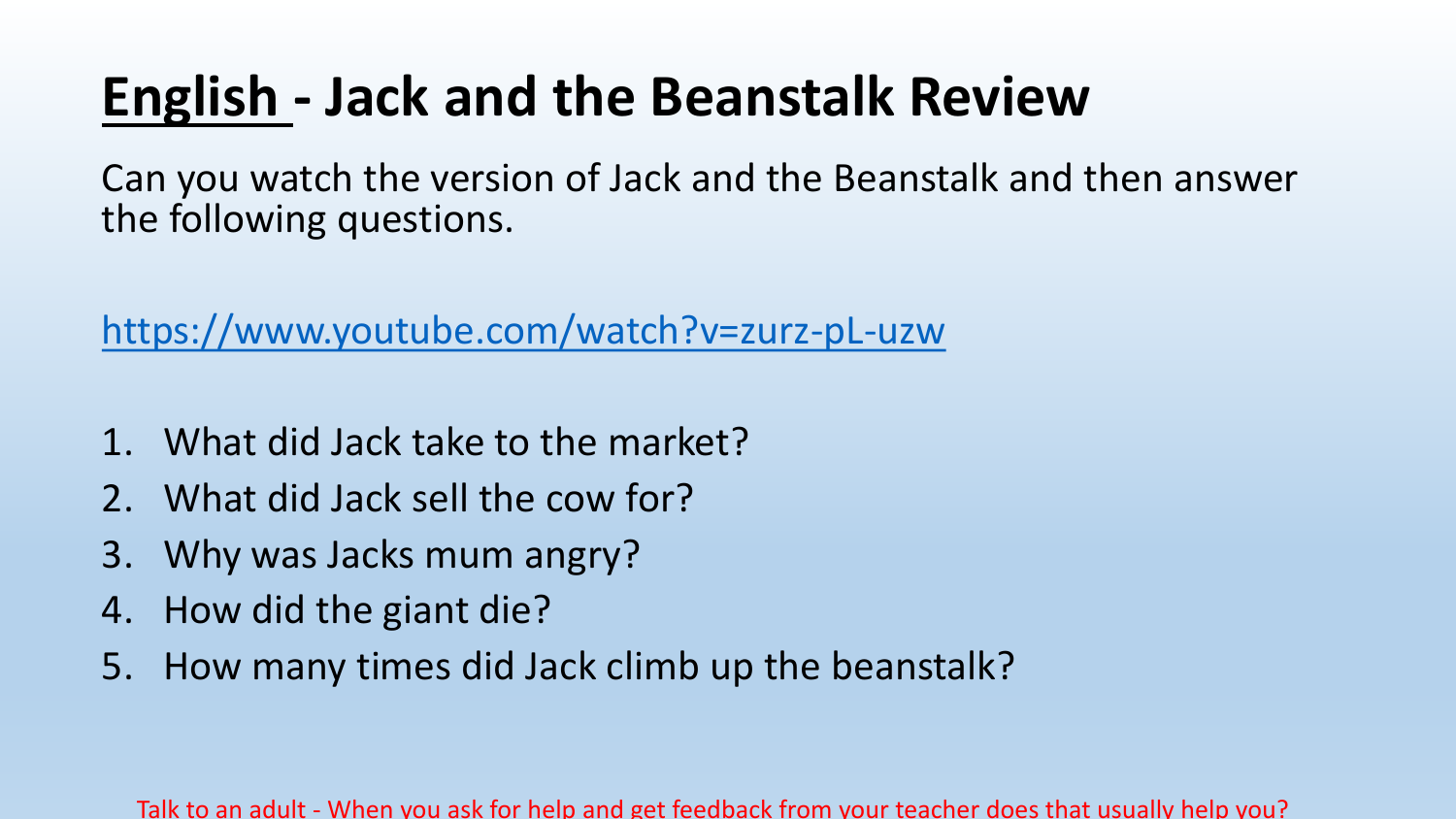# English - Jack and the Beanstalk Review

Can you watch the version of Jack and the Beanstalk and then answer the following questions.

https://www.youtube.com/watch?v=zurz-pL-uzw

1. What did Jack take to the market?
2. What did Jack sell the cow for?
3. Why was Jacks mum angry?
4. How did the giant die?
5. How many times did Jack climb up the beanstalk?

Talk to an adult - When you ask for help and get feedback from your teacher does that usually help you?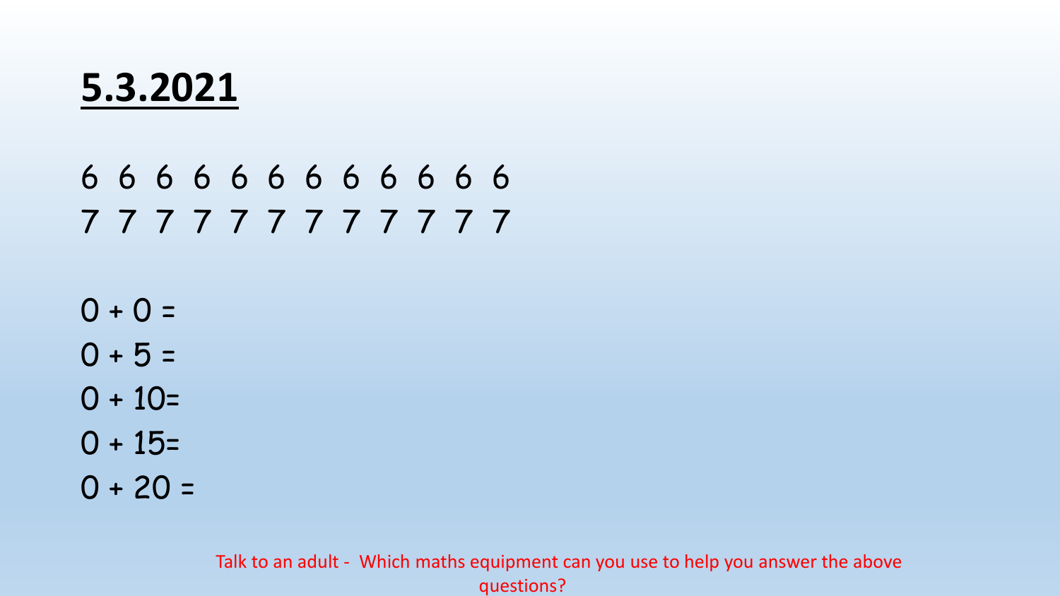# 5.3.2021

6 6 6 6 6 6 6 6 6 6 6 6

7 7 7 7 7 7 7 7 7 7 7 7

$0 + 0 =$

$0 + 5 =$

$0 + 10 =$

$0 + 15 =$

$0 + 20 =$

Talk to an adult - Which maths equipment can you use to help you answer the above questions?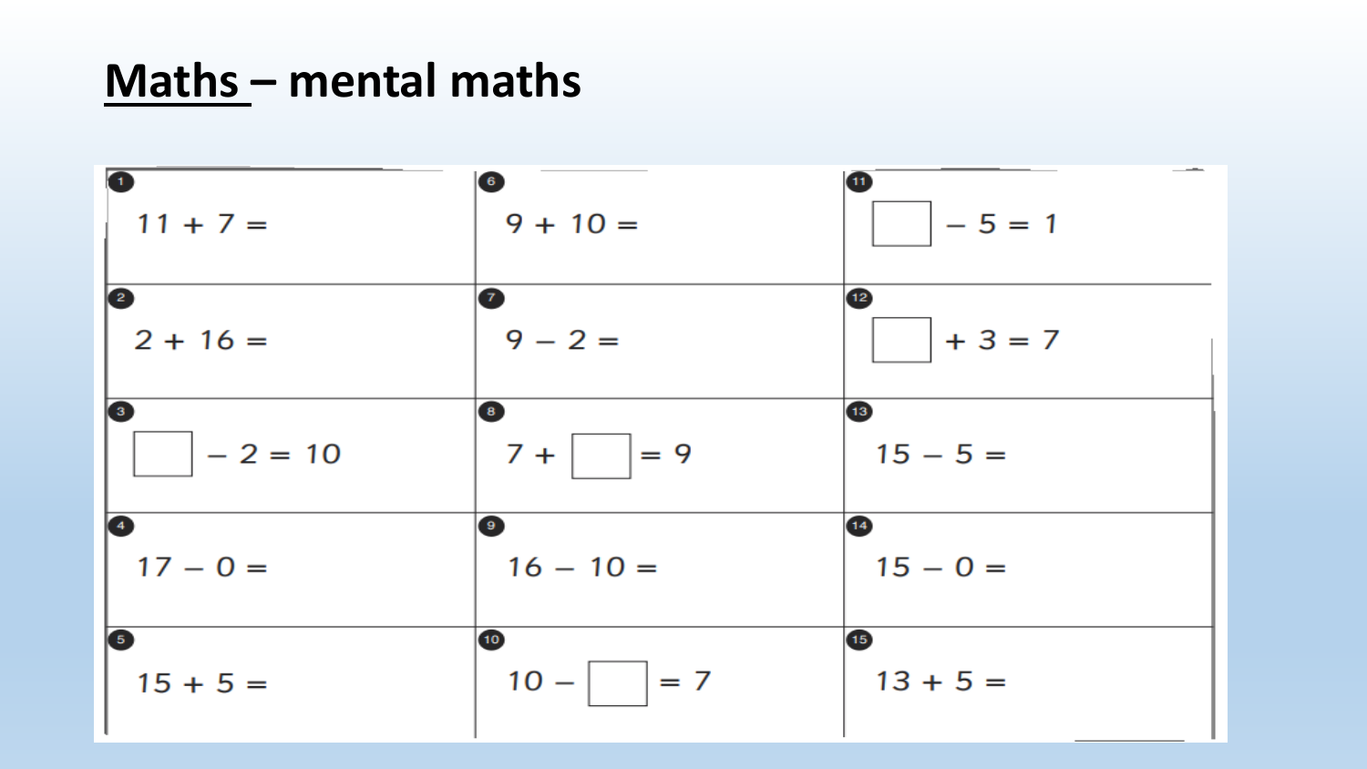# Maths – mental maths

| | | |
|---|---|---|
| 1. $11 + 7 =$ | 6. $9 + 10 =$ | 11. $\square - 5 = 1$ |
| 2. $2 + 16 =$ | 7. $9 - 2 =$ | 12. $\square + 3 = 7$ |
| 3. $\square - 2 = 10$ | 8. $7 + \square = 9$ | 13. $15 - 5 =$ |
| 4. $17 - 0 =$ | 9. $16 - 10 =$ | 14. $15 - 0 =$ |
| 5. $15 + 5 =$ | 10. $10 - \square = 7$ | 15. $13 + 5 =$ |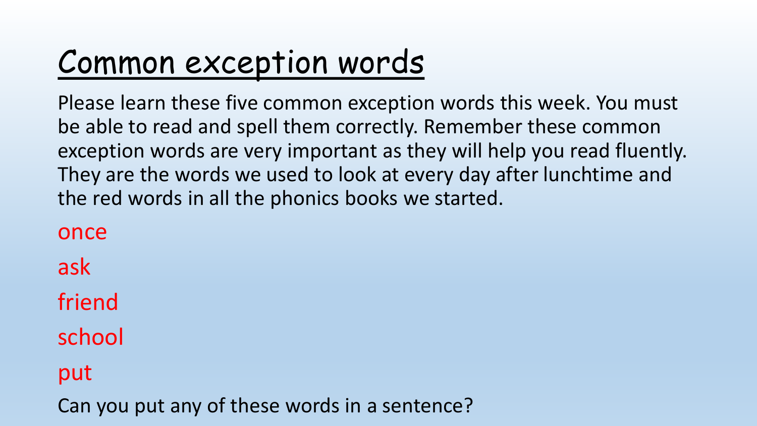# Common exception words

Please learn these five common exception words this week. You must be able to read and spell them correctly. Remember these common exception words are very important as they will help you read fluently. They are the words we used to look at every day after lunchtime and the red words in all the phonics books we started.

once

ask

friend

school

put

Can you put any of these words in a sentence?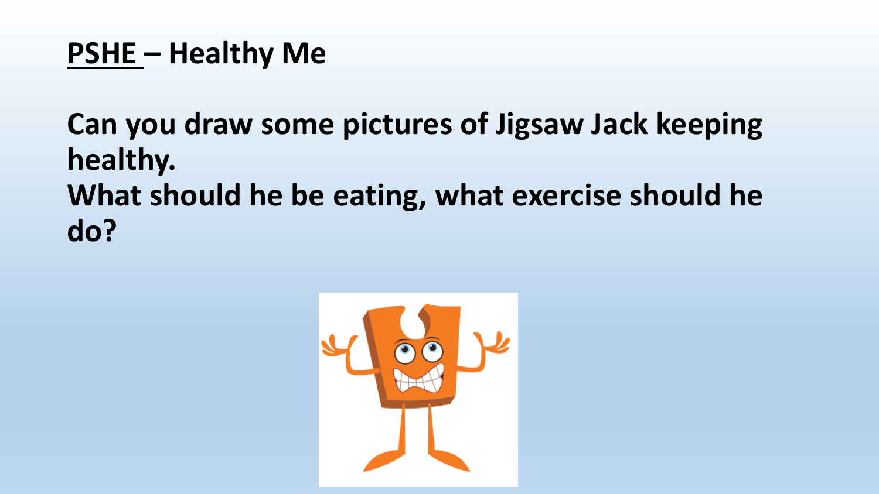**PSHE – Healthy Me**

**Can you draw some pictures of Jigsaw Jack keeping healthy.**
**What should he be eating, what exercise should he do?**